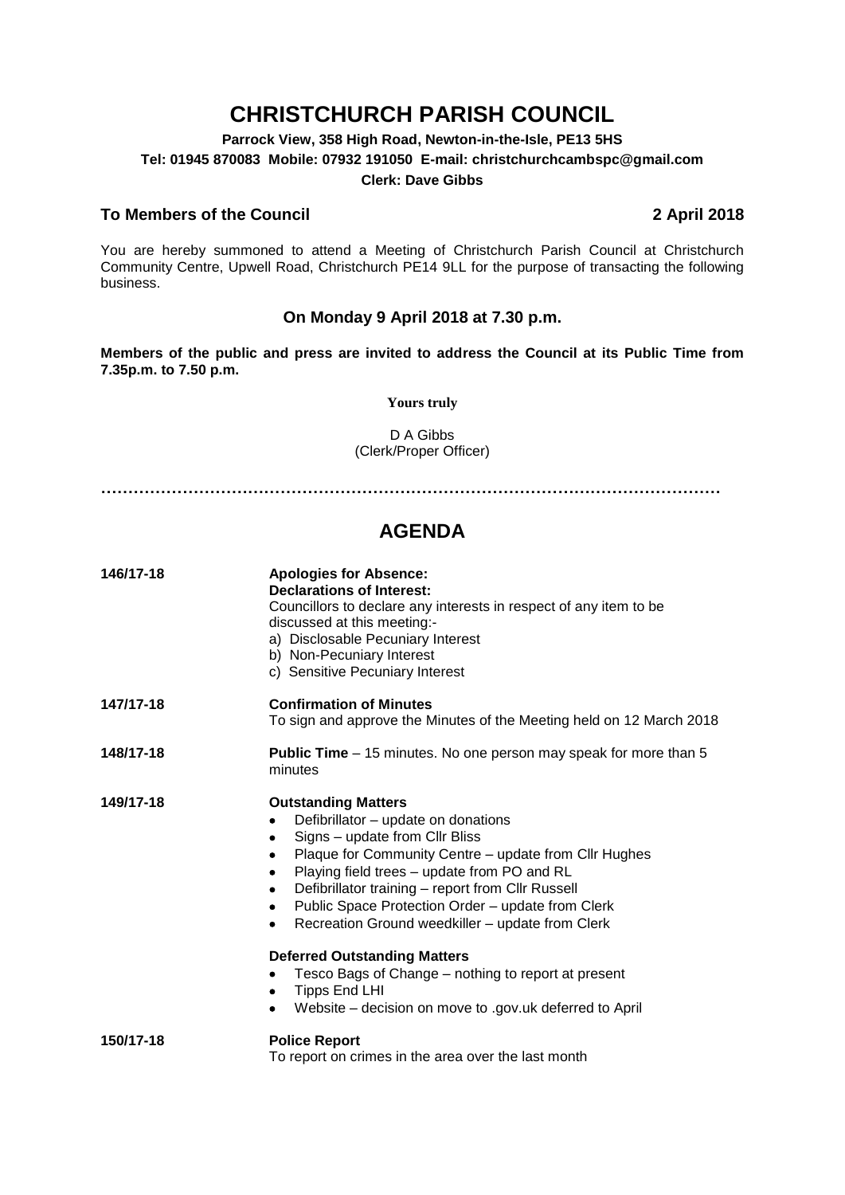# CHRISTCHURCH PARISH COUNCIL

**Parrock View, 358 High Road, Newton-in-the-Isle, PE13 5HS**
**Tel: 01945 870083 Mobile: 07932 191050 E-mail: christchurchcambspc@gmail.com**
**Clerk: Dave Gibbs**

**To Members of the Council** **2 April 2018**

You are hereby summoned to attend a Meeting of Christchurch Parish Council at Christchurch Community Centre, Upwell Road, Christchurch PE14 9LL for the purpose of transacting the following business.

**On Monday 9 April 2018 at 7.30 p.m.**

**Members of the public and press are invited to address the Council at its Public Time from 7.35p.m. to 7.50 p.m.**

**Yours truly**

D A Gibbs
(Clerk/Proper Officer)

…………………………………………………………………………………………………

## AGENDA

**146/17-18** **Apologies for Absence:**
**Declarations of Interest:**
Councillors to declare any interests in respect of any item to be discussed at this meeting:-
a) Disclosable Pecuniary Interest
b) Non-Pecuniary Interest
c) Sensitive Pecuniary Interest

**147/17-18** **Confirmation of Minutes**
To sign and approve the Minutes of the Meeting held on 12 March 2018

**148/17-18** **Public Time** – 15 minutes. No one person may speak for more than 5 minutes

**149/17-18** **Outstanding Matters**

- Defibrillator – update on donations
- Signs – update from Cllr Bliss
- Plaque for Community Centre – update from Cllr Hughes
- Playing field trees – update from PO and RL
- Defibrillator training – report from Cllr Russell
- Public Space Protection Order – update from Clerk
- Recreation Ground weedkiller – update from Clerk

**Deferred Outstanding Matters**

- Tesco Bags of Change – nothing to report at present
- Tipps End LHI
- Website – decision on move to .gov.uk deferred to April

**150/17-18** **Police Report**
To report on crimes in the area over the last month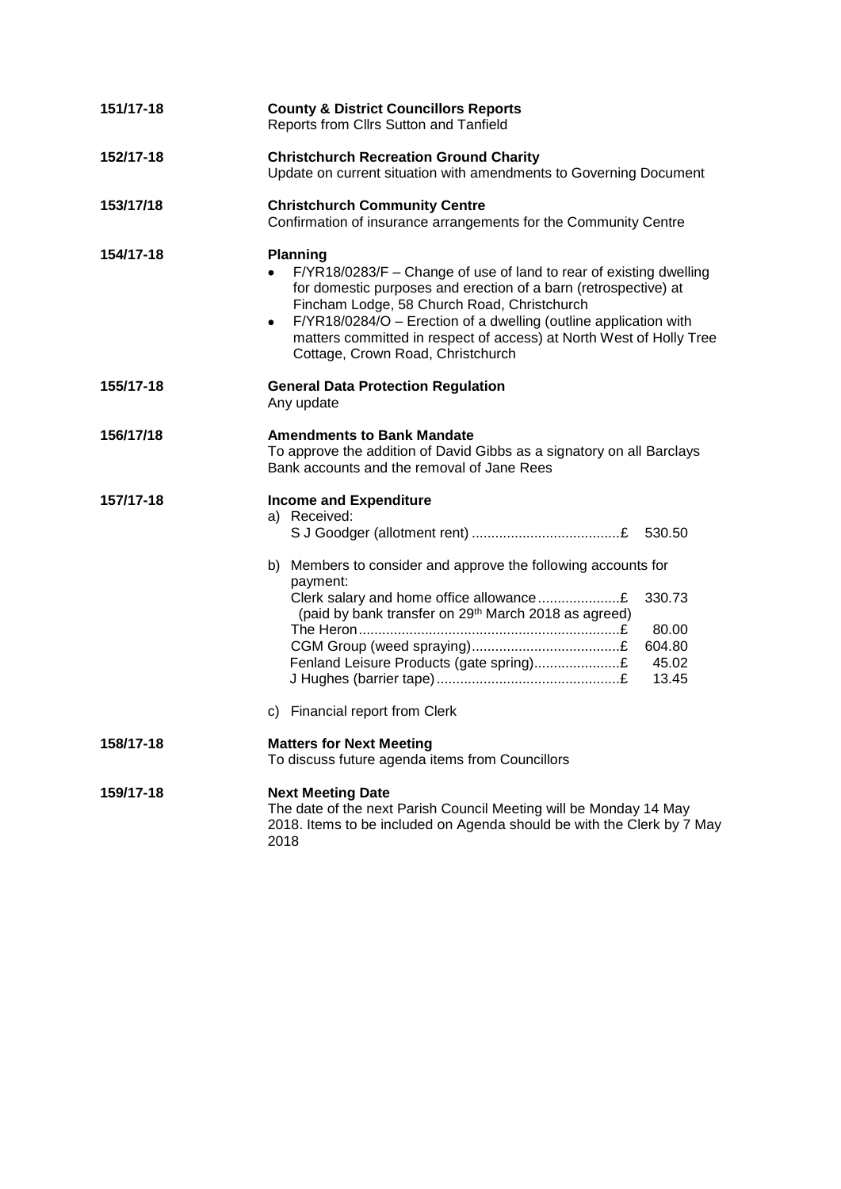**151/17-18** **County & District Councillors Reports**
Reports from Cllrs Sutton and Tanfield

**152/17-18** **Christchurch Recreation Ground Charity**
Update on current situation with amendments to Governing Document

**153/17/18** **Christchurch Community Centre**
Confirmation of insurance arrangements for the Community Centre

**154/17-18** **Planning**

- F/YR18/0283/F – Change of use of land to rear of existing dwelling for domestic purposes and erection of a barn (retrospective) at Fincham Lodge, 58 Church Road, Christchurch
- F/YR18/0284/O – Erection of a dwelling (outline application with matters committed in respect of access) at North West of Holly Tree Cottage, Crown Road, Christchurch

**155/17-18** **General Data Protection Regulation**
Any update

**156/17/18** **Amendments to Bank Mandate**
To approve the addition of David Gibbs as a signatory on all Barclays Bank accounts and the removal of Jane Rees

**157/17-18** **Income and Expenditure**

a) Received:
S J Goodger (allotment rent) .....................................£ 530.50

b) Members to consider and approve the following accounts for payment:
Clerk salary and home office allowance .....................£ 330.73
(paid by bank transfer on 29th March 2018 as agreed)
The Heron..................................................................£ 80.00
CGM Group (weed spraying)......................................£ 604.80
Fenland Leisure Products (gate spring)......................£ 45.02
J Hughes (barrier tape)..............................................£ 13.45

c) Financial report from Clerk

**158/17-18** **Matters for Next Meeting**
To discuss future agenda items from Councillors

**159/17-18** **Next Meeting Date**
The date of the next Parish Council Meeting will be Monday 14 May 2018. Items to be included on Agenda should be with the Clerk by 7 May 2018